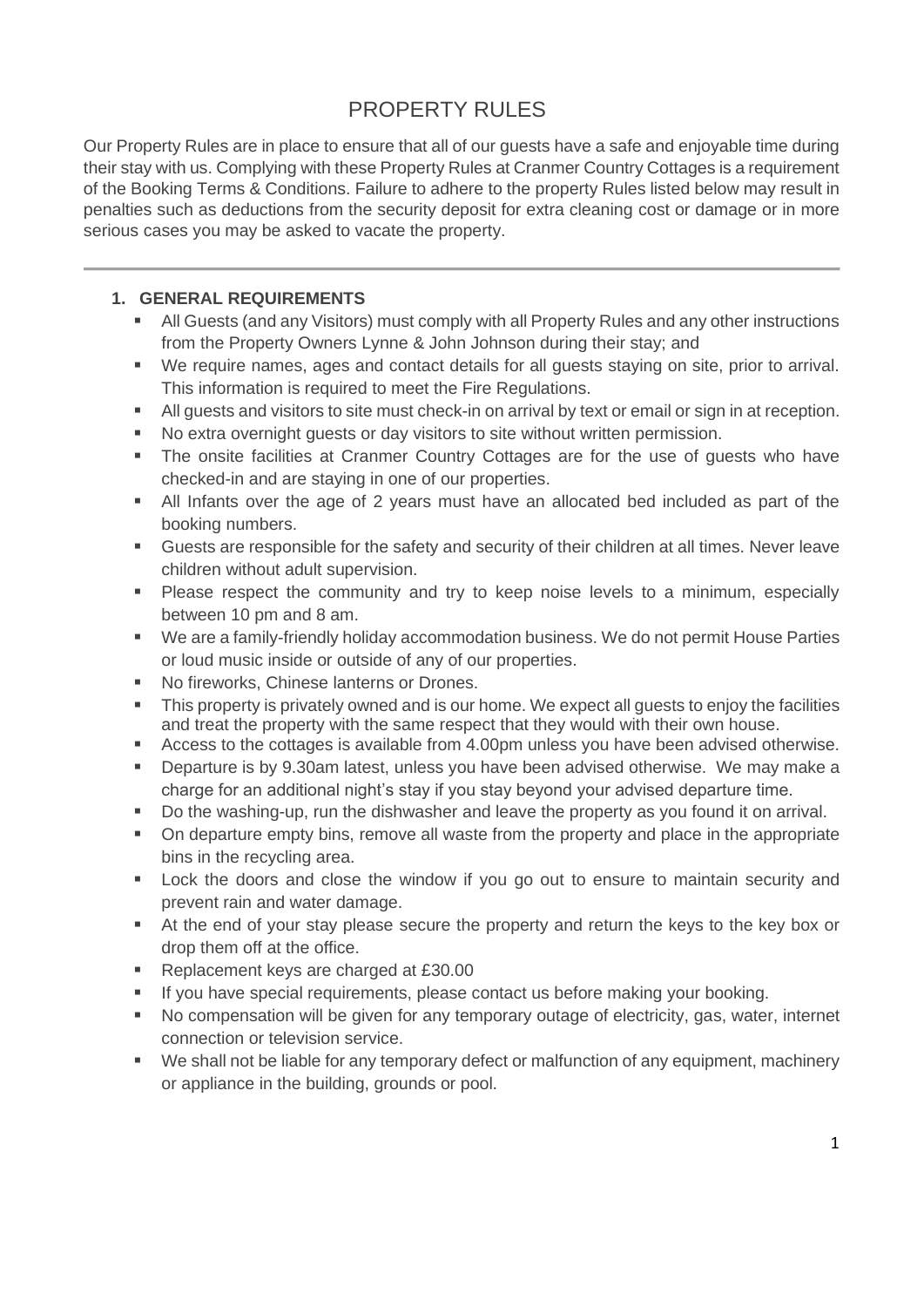# PROPERTY RULES

Our Property Rules are in place to ensure that all of our guests have a safe and enjoyable time during their stay with us. Complying with these Property Rules at Cranmer Country Cottages is a requirement of the Booking Terms & Conditions. Failure to adhere to the property Rules listed below may result in penalties such as deductions from the security deposit for extra cleaning cost or damage or in more serious cases you may be asked to vacate the property.

---

## 1. GENERAL REQUIREMENTS

- All Guests (and any Visitors) must comply with all Property Rules and any other instructions from the Property Owners Lynne & John Johnson during their stay; and
- We require names, ages and contact details for all guests staying on site, prior to arrival. This information is required to meet the Fire Regulations.
- All guests and visitors to site must check-in on arrival by text or email or sign in at reception.
- No extra overnight guests or day visitors to site without written permission.
- The onsite facilities at Cranmer Country Cottages are for the use of guests who have checked-in and are staying in one of our properties.
- All Infants over the age of 2 years must have an allocated bed included as part of the booking numbers.
- Guests are responsible for the safety and security of their children at all times. Never leave children without adult supervision.
- Please respect the community and try to keep noise levels to a minimum, especially between 10 pm and 8 am.
- We are a family-friendly holiday accommodation business. We do not permit House Parties or loud music inside or outside of any of our properties.
- No fireworks, Chinese lanterns or Drones.
- This property is privately owned and is our home. We expect all guests to enjoy the facilities and treat the property with the same respect that they would with their own house.
- Access to the cottages is available from 4.00pm unless you have been advised otherwise.
- Departure is by 9.30am latest, unless you have been advised otherwise. We may make a charge for an additional night's stay if you stay beyond your advised departure time.
- Do the washing-up, run the dishwasher and leave the property as you found it on arrival.
- On departure empty bins, remove all waste from the property and place in the appropriate bins in the recycling area.
- Lock the doors and close the window if you go out to ensure to maintain security and prevent rain and water damage.
- At the end of your stay please secure the property and return the keys to the key box or drop them off at the office.
- Replacement keys are charged at £30.00
- If you have special requirements, please contact us before making your booking.
- No compensation will be given for any temporary outage of electricity, gas, water, internet connection or television service.
- We shall not be liable for any temporary defect or malfunction of any equipment, machinery or appliance in the building, grounds or pool.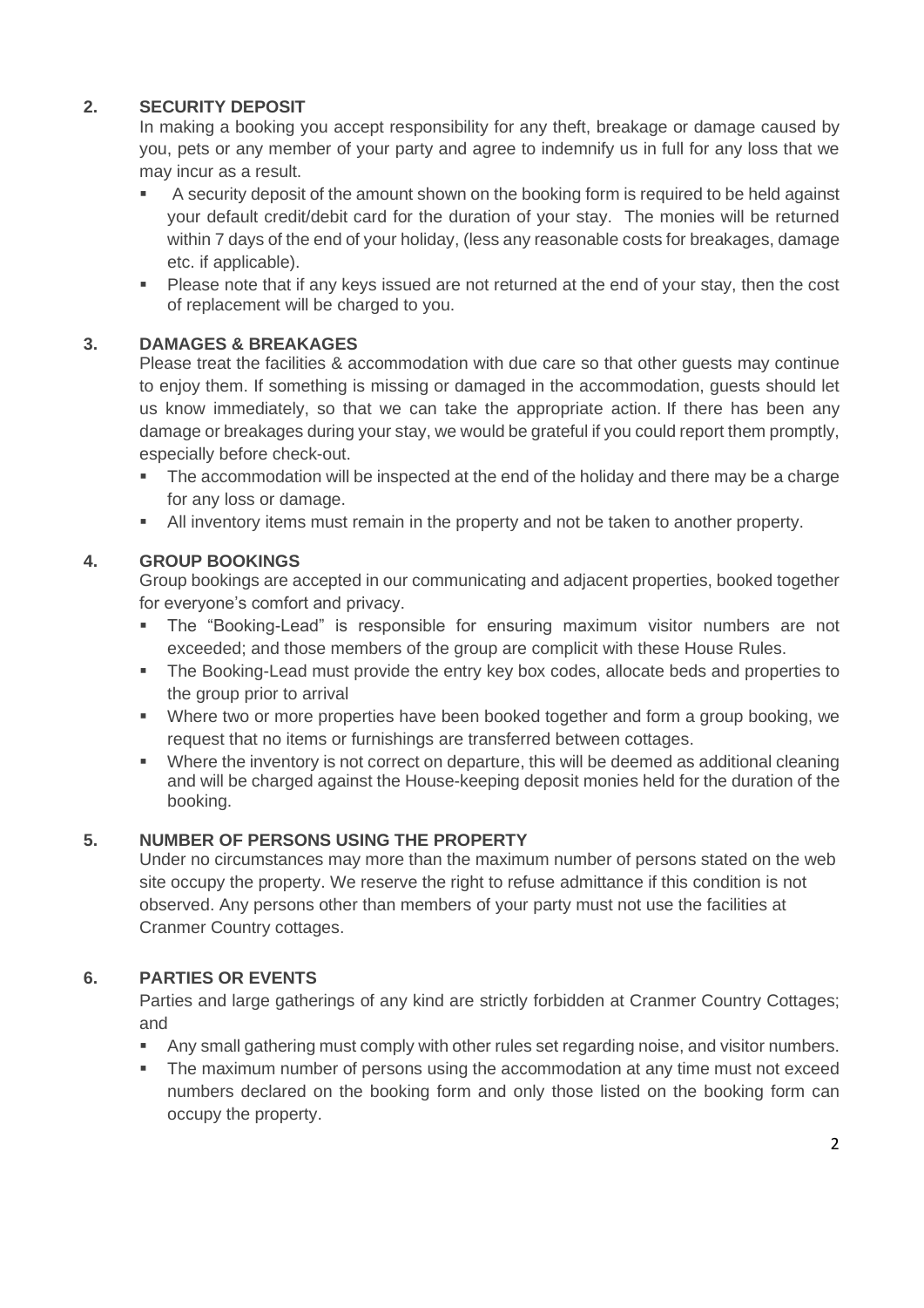## 2. SECURITY DEPOSIT

In making a booking you accept responsibility for any theft, breakage or damage caused by you, pets or any member of your party and agree to indemnify us in full for any loss that we may incur as a result.

- A security deposit of the amount shown on the booking form is required to be held against your default credit/debit card for the duration of your stay. The monies will be returned within 7 days of the end of your holiday, (less any reasonable costs for breakages, damage etc. if applicable).
- Please note that if any keys issued are not returned at the end of your stay, then the cost of replacement will be charged to you.

## 3. DAMAGES & BREAKAGES

Please treat the facilities & accommodation with due care so that other guests may continue to enjoy them. If something is missing or damaged in the accommodation, guests should let us know immediately, so that we can take the appropriate action. If there has been any damage or breakages during your stay, we would be grateful if you could report them promptly, especially before check-out.

- The accommodation will be inspected at the end of the holiday and there may be a charge for any loss or damage.
- All inventory items must remain in the property and not be taken to another property.

## 4. GROUP BOOKINGS

Group bookings are accepted in our communicating and adjacent properties, booked together for everyone's comfort and privacy.

- The "Booking-Lead" is responsible for ensuring maximum visitor numbers are not exceeded; and those members of the group are complicit with these House Rules.
- The Booking-Lead must provide the entry key box codes, allocate beds and properties to the group prior to arrival
- Where two or more properties have been booked together and form a group booking, we request that no items or furnishings are transferred between cottages.
- Where the inventory is not correct on departure, this will be deemed as additional cleaning and will be charged against the House-keeping deposit monies held for the duration of the booking.

## 5. NUMBER OF PERSONS USING THE PROPERTY

Under no circumstances may more than the maximum number of persons stated on the web site occupy the property. We reserve the right to refuse admittance if this condition is not observed. Any persons other than members of your party must not use the facilities at Cranmer Country cottages.

## 6. PARTIES OR EVENTS

Parties and large gatherings of any kind are strictly forbidden at Cranmer Country Cottages; and

- Any small gathering must comply with other rules set regarding noise, and visitor numbers.
- The maximum number of persons using the accommodation at any time must not exceed numbers declared on the booking form and only those listed on the booking form can occupy the property.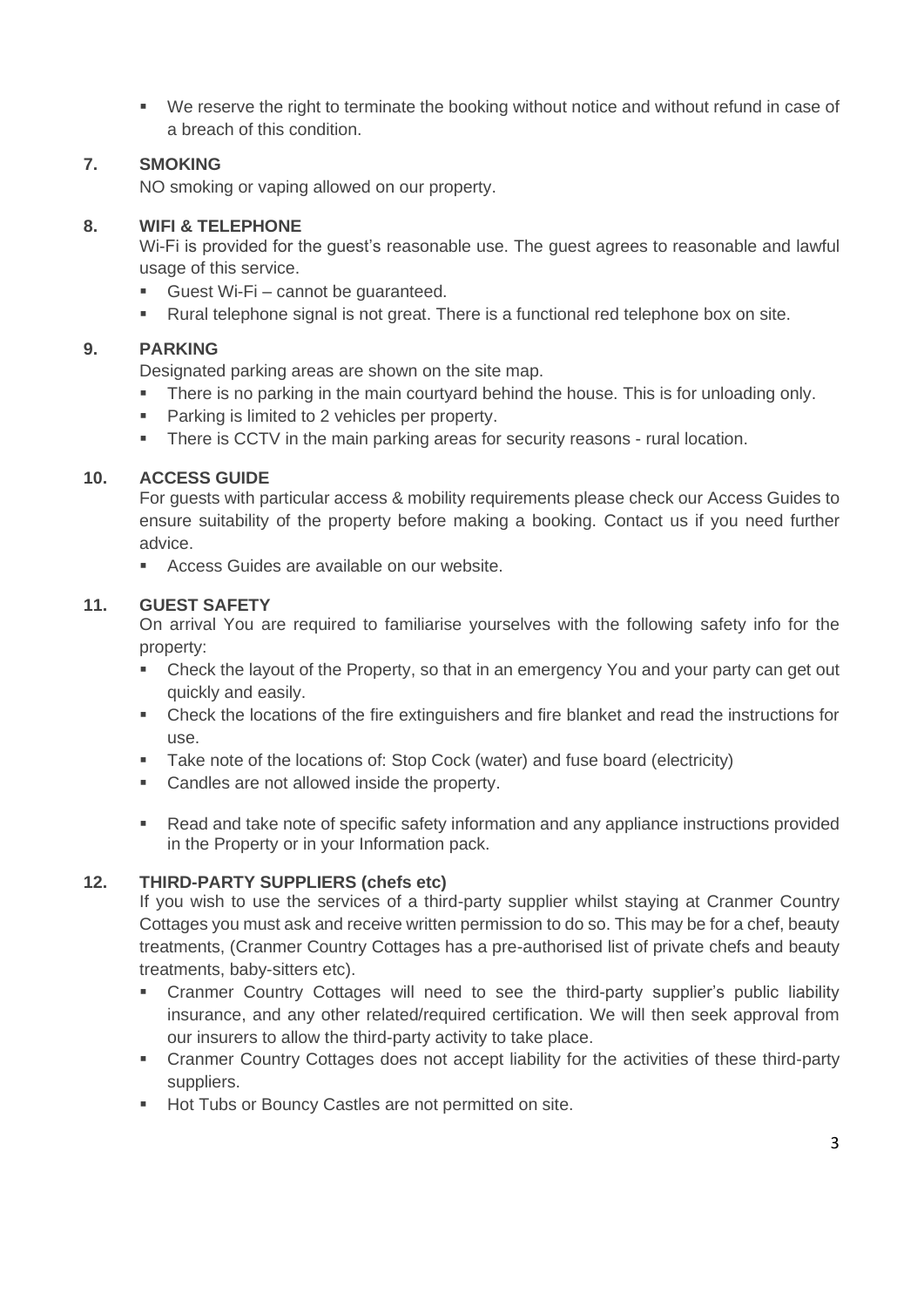- We reserve the right to terminate the booking without notice and without refund in case of a breach of this condition.

## 7. SMOKING

NO smoking or vaping allowed on our property.

## 8. WIFI & TELEPHONE

Wi-Fi is provided for the guest's reasonable use. The guest agrees to reasonable and lawful usage of this service.

- Guest Wi-Fi – cannot be guaranteed.
- Rural telephone signal is not great. There is a functional red telephone box on site.

## 9. PARKING

Designated parking areas are shown on the site map.

- There is no parking in the main courtyard behind the house. This is for unloading only.
- Parking is limited to 2 vehicles per property.
- There is CCTV in the main parking areas for security reasons - rural location.

## 10. ACCESS GUIDE

For guests with particular access & mobility requirements please check our Access Guides to ensure suitability of the property before making a booking. Contact us if you need further advice.

- Access Guides are available on our website.

## 11. GUEST SAFETY

On arrival You are required to familiarise yourselves with the following safety info for the property:

- Check the layout of the Property, so that in an emergency You and your party can get out quickly and easily.
- Check the locations of the fire extinguishers and fire blanket and read the instructions for use.
- Take note of the locations of: Stop Cock (water) and fuse board (electricity)
- Candles are not allowed inside the property.
- Read and take note of specific safety information and any appliance instructions provided in the Property or in your Information pack.

## 12. THIRD-PARTY SUPPLIERS (chefs etc)

If you wish to use the services of a third-party supplier whilst staying at Cranmer Country Cottages you must ask and receive written permission to do so. This may be for a chef, beauty treatments, (Cranmer Country Cottages has a pre-authorised list of private chefs and beauty treatments, baby-sitters etc).

- Cranmer Country Cottages will need to see the third-party supplier's public liability insurance, and any other related/required certification. We will then seek approval from our insurers to allow the third-party activity to take place.
- Cranmer Country Cottages does not accept liability for the activities of these third-party suppliers.
- Hot Tubs or Bouncy Castles are not permitted on site.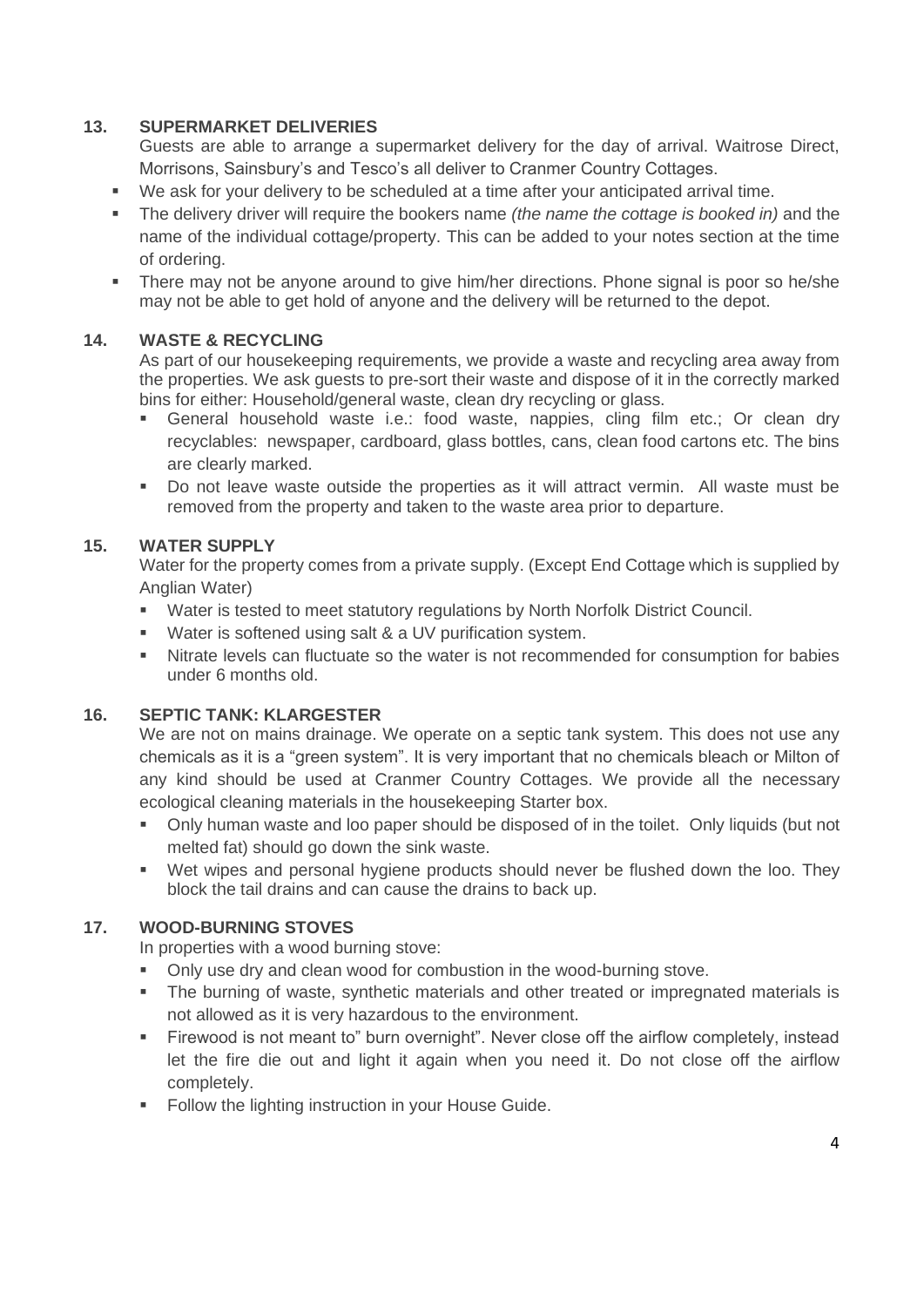## 13. SUPERMARKET DELIVERIES

Guests are able to arrange a supermarket delivery for the day of arrival. Waitrose Direct, Morrisons, Sainsbury's and Tesco's all deliver to Cranmer Country Cottages.

- We ask for your delivery to be scheduled at a time after your anticipated arrival time.
- The delivery driver will require the bookers name *(the name the cottage is booked in)* and the name of the individual cottage/property. This can be added to your notes section at the time of ordering.
- There may not be anyone around to give him/her directions. Phone signal is poor so he/she may not be able to get hold of anyone and the delivery will be returned to the depot.

## 14. WASTE & RECYCLING

As part of our housekeeping requirements, we provide a waste and recycling area away from the properties. We ask guests to pre-sort their waste and dispose of it in the correctly marked bins for either: Household/general waste, clean dry recycling or glass.

- General household waste i.e.: food waste, nappies, cling film etc.; Or clean dry recyclables: newspaper, cardboard, glass bottles, cans, clean food cartons etc. The bins are clearly marked.
- Do not leave waste outside the properties as it will attract vermin. All waste must be removed from the property and taken to the waste area prior to departure.

## 15. WATER SUPPLY

Water for the property comes from a private supply. (Except End Cottage which is supplied by Anglian Water)

- Water is tested to meet statutory regulations by North Norfolk District Council.
- Water is softened using salt & a UV purification system.
- Nitrate levels can fluctuate so the water is not recommended for consumption for babies under 6 months old.

## 16. SEPTIC TANK: KLARGESTER

We are not on mains drainage. We operate on a septic tank system. This does not use any chemicals as it is a "green system". It is very important that no chemicals bleach or Milton of any kind should be used at Cranmer Country Cottages. We provide all the necessary ecological cleaning materials in the housekeeping Starter box.

- Only human waste and loo paper should be disposed of in the toilet. Only liquids (but not melted fat) should go down the sink waste.
- Wet wipes and personal hygiene products should never be flushed down the loo. They block the tail drains and can cause the drains to back up.

## 17. WOOD-BURNING STOVES

In properties with a wood burning stove:

- Only use dry and clean wood for combustion in the wood-burning stove.
- The burning of waste, synthetic materials and other treated or impregnated materials is not allowed as it is very hazardous to the environment.
- Firewood is not meant to" burn overnight". Never close off the airflow completely, instead let the fire die out and light it again when you need it. Do not close off the airflow completely.
- Follow the lighting instruction in your House Guide.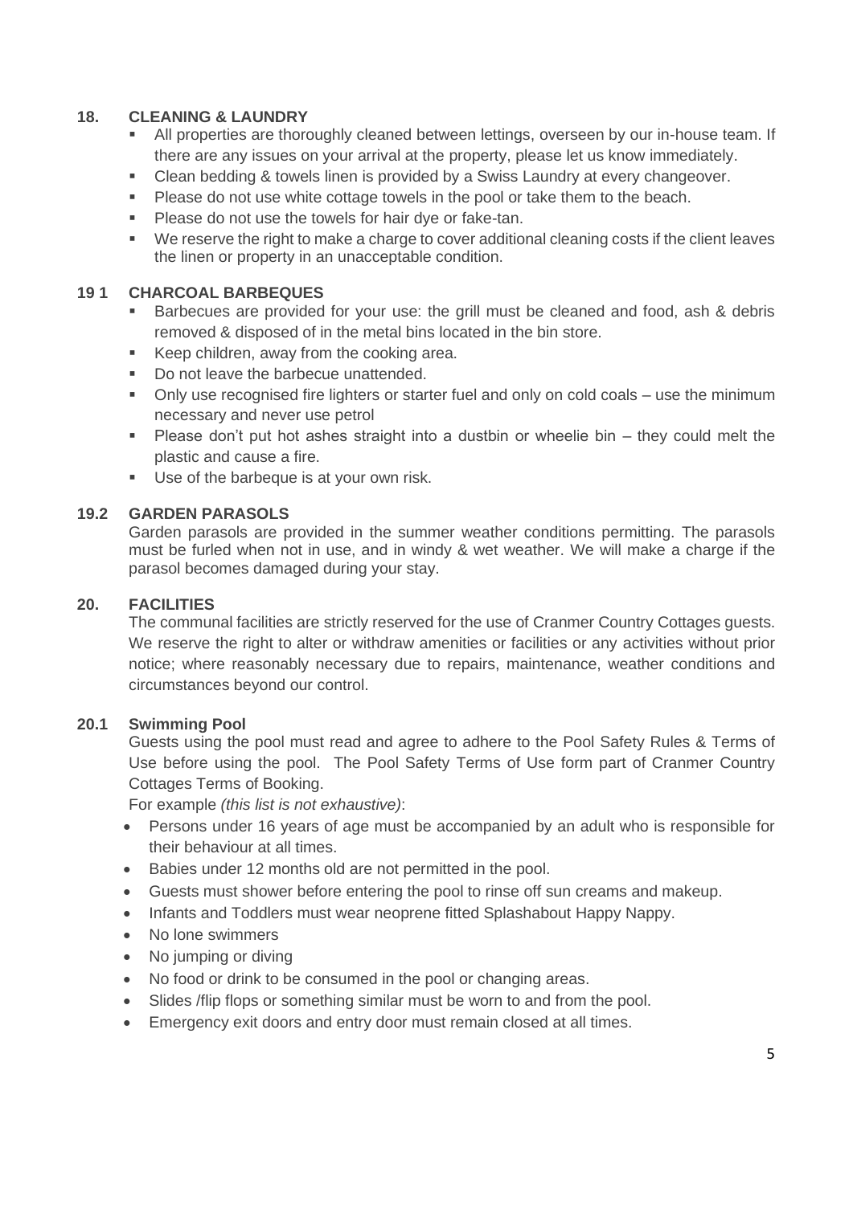### 18. CLEANING & LAUNDRY

- All properties are thoroughly cleaned between lettings, overseen by our in-house team. If there are any issues on your arrival at the property, please let us know immediately.
- Clean bedding & towels linen is provided by a Swiss Laundry at every changeover.
- Please do not use white cottage towels in the pool or take them to the beach.
- Please do not use the towels for hair dye or fake-tan.
- We reserve the right to make a charge to cover additional cleaning costs if the client leaves the linen or property in an unacceptable condition.

### 19 1 CHARCOAL BARBEQUES

- Barbecues are provided for your use: the grill must be cleaned and food, ash & debris removed & disposed of in the metal bins located in the bin store.
- Keep children, away from the cooking area.
- Do not leave the barbecue unattended.
- Only use recognised fire lighters or starter fuel and only on cold coals – use the minimum necessary and never use petrol
- Please don't put hot ashes straight into a dustbin or wheelie bin – they could melt the plastic and cause a fire.
- Use of the barbeque is at your own risk.

### 19.2 GARDEN PARASOLS

Garden parasols are provided in the summer weather conditions permitting. The parasols must be furled when not in use, and in windy & wet weather. We will make a charge if the parasol becomes damaged during your stay.

### 20. FACILITIES

The communal facilities are strictly reserved for the use of Cranmer Country Cottages guests. We reserve the right to alter or withdraw amenities or facilities or any activities without prior notice; where reasonably necessary due to repairs, maintenance, weather conditions and circumstances beyond our control.

### 20.1 Swimming Pool

Guests using the pool must read and agree to adhere to the Pool Safety Rules & Terms of Use before using the pool. The Pool Safety Terms of Use form part of Cranmer Country Cottages Terms of Booking.

For example *(this list is not exhaustive)*:

- Persons under 16 years of age must be accompanied by an adult who is responsible for their behaviour at all times.
- Babies under 12 months old are not permitted in the pool.
- Guests must shower before entering the pool to rinse off sun creams and makeup.
- Infants and Toddlers must wear neoprene fitted Splashabout Happy Nappy.
- No lone swimmers
- No jumping or diving
- No food or drink to be consumed in the pool or changing areas.
- Slides /flip flops or something similar must be worn to and from the pool.
- Emergency exit doors and entry door must remain closed at all times.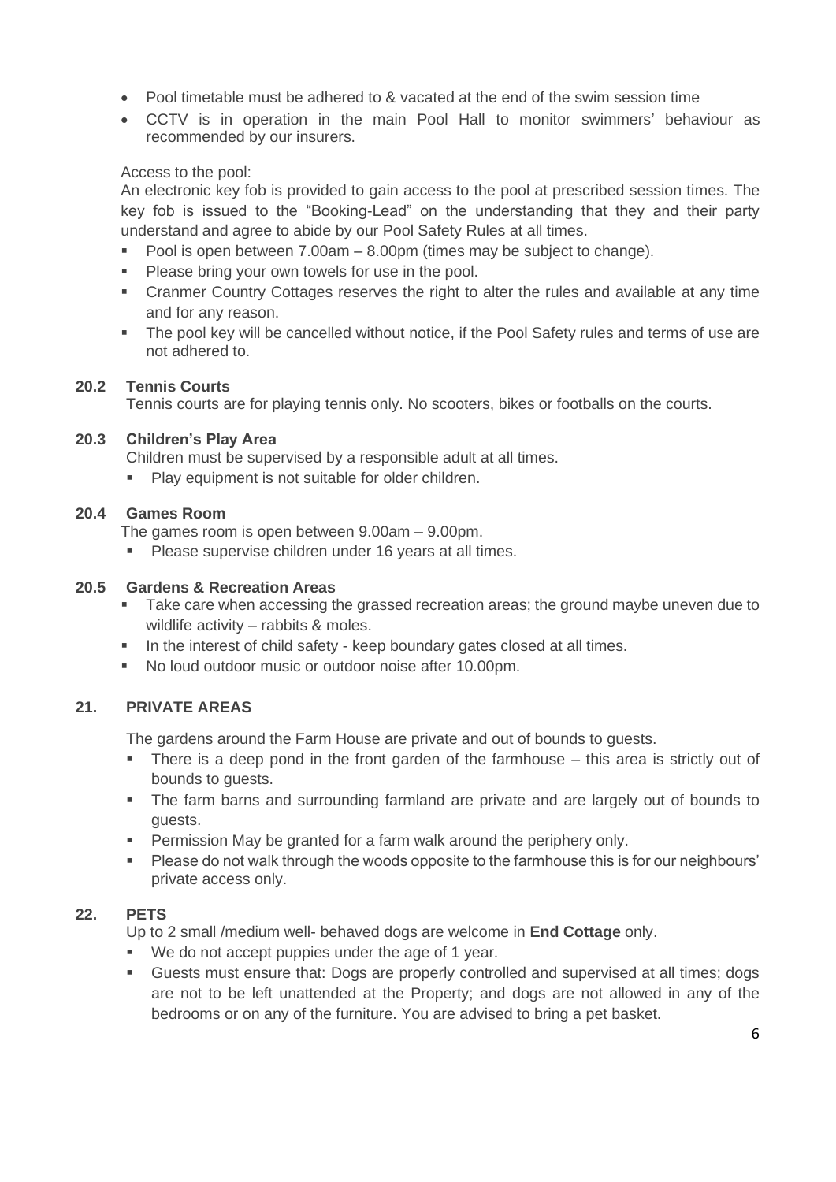- Pool timetable must be adhered to & vacated at the end of the swim session time
- CCTV is in operation in the main Pool Hall to monitor swimmers' behaviour as recommended by our insurers.

Access to the pool:
An electronic key fob is provided to gain access to the pool at prescribed session times. The key fob is issued to the "Booking-Lead" on the understanding that they and their party understand and agree to abide by our Pool Safety Rules at all times.

- Pool is open between 7.00am – 8.00pm (times may be subject to change).
- Please bring your own towels for use in the pool.
- Cranmer Country Cottages reserves the right to alter the rules and available at any time and for any reason.
- The pool key will be cancelled without notice, if the Pool Safety rules and terms of use are not adhered to.

### 20.2 Tennis Courts

Tennis courts are for playing tennis only. No scooters, bikes or footballs on the courts.

### 20.3 Children's Play Area

Children must be supervised by a responsible adult at all times.

- Play equipment is not suitable for older children.

### 20.4 Games Room

The games room is open between 9.00am – 9.00pm.

- Please supervise children under 16 years at all times.

### 20.5 Gardens & Recreation Areas

- Take care when accessing the grassed recreation areas; the ground maybe uneven due to wildlife activity – rabbits & moles.
- In the interest of child safety - keep boundary gates closed at all times.
- No loud outdoor music or outdoor noise after 10.00pm.

## 21. PRIVATE AREAS

The gardens around the Farm House are private and out of bounds to guests.

- There is a deep pond in the front garden of the farmhouse – this area is strictly out of bounds to guests.
- The farm barns and surrounding farmland are private and are largely out of bounds to guests.
- Permission May be granted for a farm walk around the periphery only.
- Please do not walk through the woods opposite to the farmhouse this is for our neighbours' private access only.

## 22. PETS

Up to 2 small /medium well- behaved dogs are welcome in **End Cottage** only.

- We do not accept puppies under the age of 1 year.
- Guests must ensure that: Dogs are properly controlled and supervised at all times; dogs are not to be left unattended at the Property; and dogs are not allowed in any of the bedrooms or on any of the furniture. You are advised to bring a pet basket.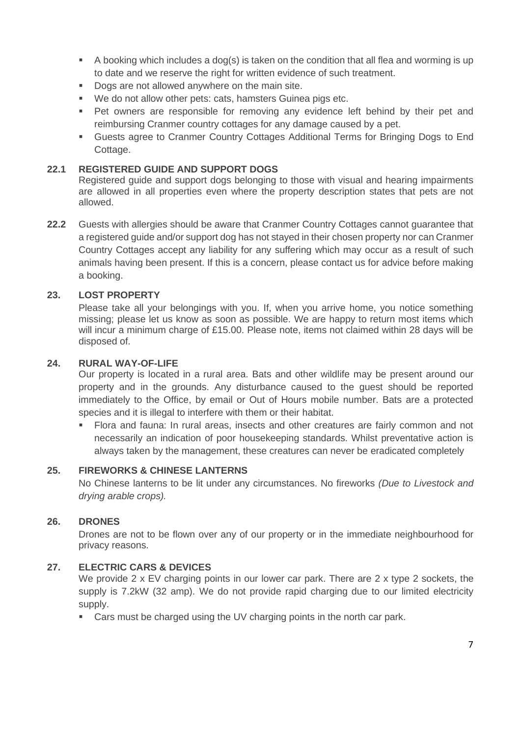- A booking which includes a dog(s) is taken on the condition that all flea and worming is up to date and we reserve the right for written evidence of such treatment.
- Dogs are not allowed anywhere on the main site.
- We do not allow other pets: cats, hamsters Guinea pigs etc.
- Pet owners are responsible for removing any evidence left behind by their pet and reimbursing Cranmer country cottages for any damage caused by a pet.
- Guests agree to Cranmer Country Cottages Additional Terms for Bringing Dogs to End Cottage.

**22.1 REGISTERED GUIDE AND SUPPORT DOGS**

Registered guide and support dogs belonging to those with visual and hearing impairments are allowed in all properties even where the property description states that pets are not allowed.

**22.2** Guests with allergies should be aware that Cranmer Country Cottages cannot guarantee that a registered guide and/or support dog has not stayed in their chosen property nor can Cranmer Country Cottages accept any liability for any suffering which may occur as a result of such animals having been present. If this is a concern, please contact us for advice before making a booking.

**23. LOST PROPERTY**

Please take all your belongings with you. If, when you arrive home, you notice something missing; please let us know as soon as possible. We are happy to return most items which will incur a minimum charge of £15.00. Please note, items not claimed within 28 days will be disposed of.

**24. RURAL WAY-OF-LIFE**

Our property is located in a rural area. Bats and other wildlife may be present around our property and in the grounds. Any disturbance caused to the guest should be reported immediately to the Office, by email or Out of Hours mobile number. Bats are a protected species and it is illegal to interfere with them or their habitat.

- Flora and fauna: In rural areas, insects and other creatures are fairly common and not necessarily an indication of poor housekeeping standards. Whilst preventative action is always taken by the management, these creatures can never be eradicated completely

**25. FIREWORKS & CHINESE LANTERNS**

No Chinese lanterns to be lit under any circumstances. No fireworks *(Due to Livestock and drying arable crops).*

**26. DRONES**

Drones are not to be flown over any of our property or in the immediate neighbourhood for privacy reasons.

**27. ELECTRIC CARS & DEVICES**

We provide 2 x EV charging points in our lower car park. There are 2 x type 2 sockets, the supply is 7.2kW (32 amp). We do not provide rapid charging due to our limited electricity supply.

- Cars must be charged using the UV charging points in the north car park.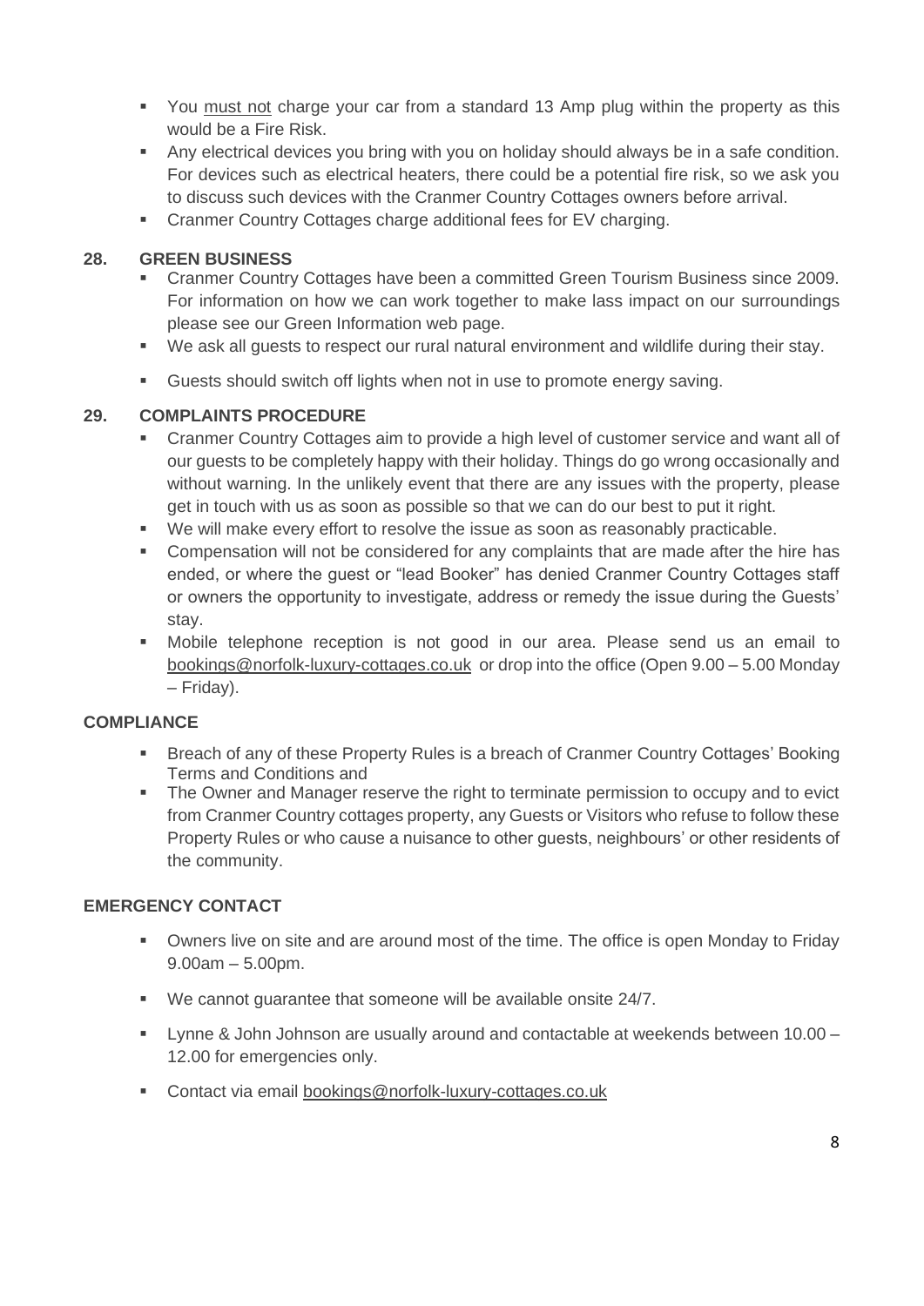- You <u>must not</u> charge your car from a standard 13 Amp plug within the property as this would be a Fire Risk.
- Any electrical devices you bring with you on holiday should always be in a safe condition. For devices such as electrical heaters, there could be a potential fire risk, so we ask you to discuss such devices with the Cranmer Country Cottages owners before arrival.
- Cranmer Country Cottages charge additional fees for EV charging.

### 28. GREEN BUSINESS

- Cranmer Country Cottages have been a committed Green Tourism Business since 2009. For information on how we can work together to make lass impact on our surroundings please see our Green Information web page.
- We ask all guests to respect our rural natural environment and wildlife during their stay.
- Guests should switch off lights when not in use to promote energy saving.

### 29. COMPLAINTS PROCEDURE

- Cranmer Country Cottages aim to provide a high level of customer service and want all of our guests to be completely happy with their holiday. Things do go wrong occasionally and without warning. In the unlikely event that there are any issues with the property, please get in touch with us as soon as possible so that we can do our best to put it right.
- We will make every effort to resolve the issue as soon as reasonably practicable.
- Compensation will not be considered for any complaints that are made after the hire has ended, or where the guest or "lead Booker" has denied Cranmer Country Cottages staff or owners the opportunity to investigate, address or remedy the issue during the Guests' stay.
- Mobile telephone reception is not good in our area. Please send us an email to bookings@norfolk-luxury-cottages.co.uk or drop into the office (Open 9.00 – 5.00 Monday – Friday).

### COMPLIANCE

- Breach of any of these Property Rules is a breach of Cranmer Country Cottages' Booking Terms and Conditions and
- The Owner and Manager reserve the right to terminate permission to occupy and to evict from Cranmer Country cottages property, any Guests or Visitors who refuse to follow these Property Rules or who cause a nuisance to other guests, neighbours' or other residents of the community.

### EMERGENCY CONTACT

- Owners live on site and are around most of the time. The office is open Monday to Friday 9.00am – 5.00pm.
- We cannot guarantee that someone will be available onsite 24/7.
- Lynne & John Johnson are usually around and contactable at weekends between 10.00 – 12.00 for emergencies only.
- Contact via email bookings@norfolk-luxury-cottages.co.uk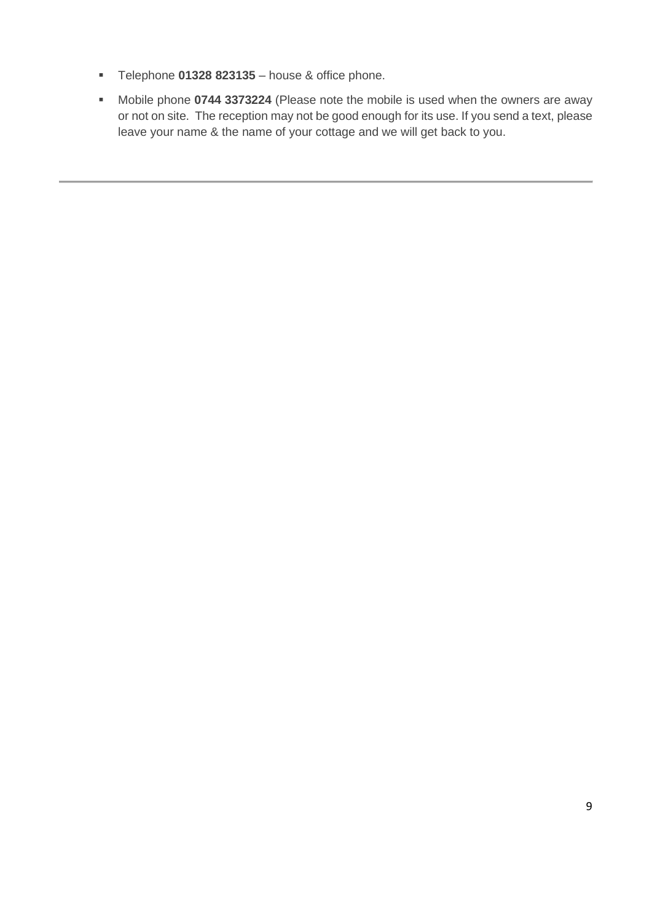- Telephone **01328 823135** – house & office phone.
- Mobile phone **0744 3373224** (Please note the mobile is used when the owners are away or not on site. The reception may not be good enough for its use. If you send a text, please leave your name & the name of your cottage and we will get back to you.

---